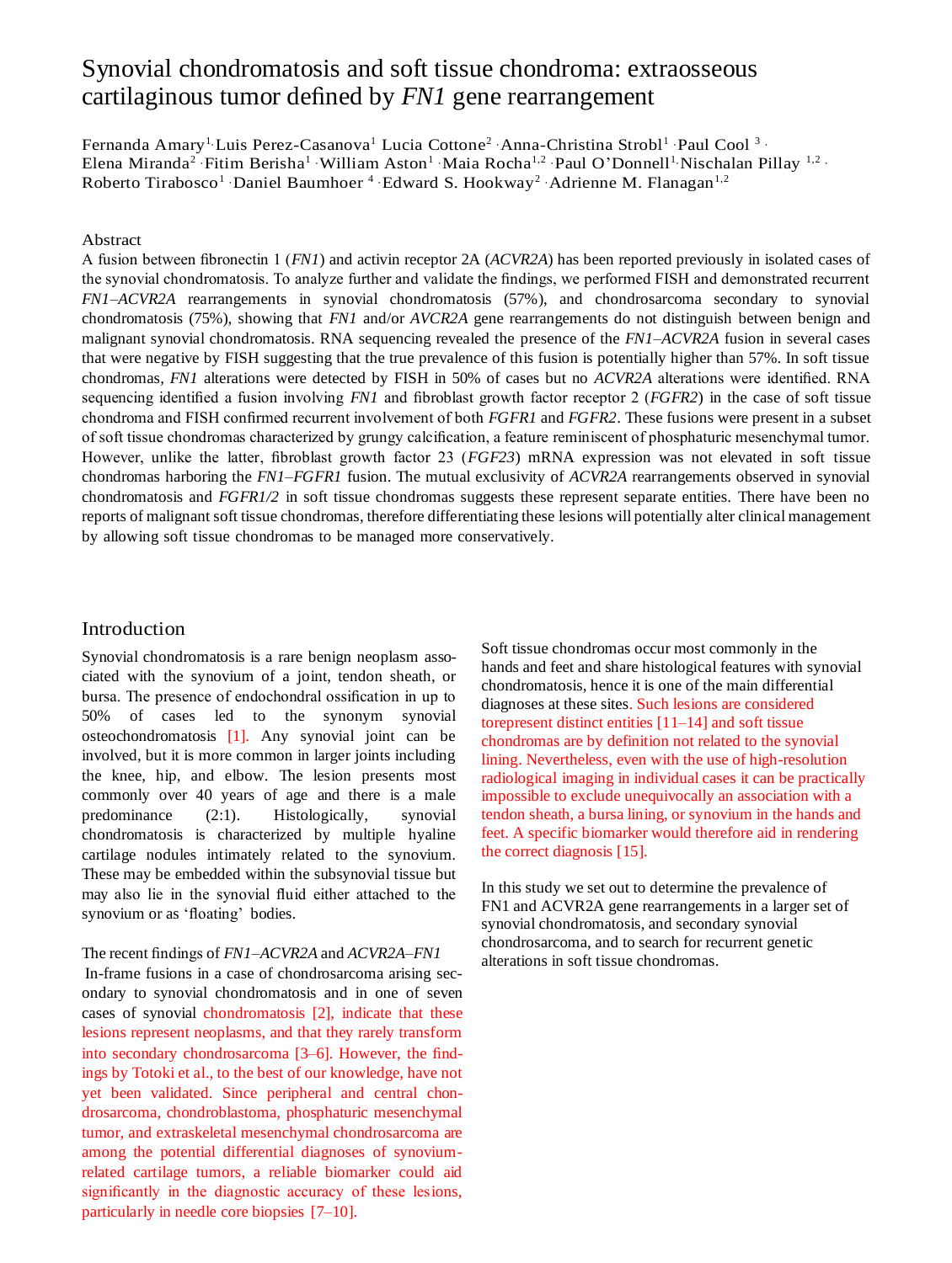# Synovial chondromatosis and soft tissue chondroma: extraosseous cartilaginous tumor defined by *FN1* gene rearrangement

Fernanda Amary[1] · Luis Perez-Casanova[1] · Lucia Cottone[2] · Anna-Christina Strobl[1] · Paul Cool [3] · Elena Miranda[2] · Fitim Berisha[1] · William Aston[1] · Maia Rocha[1,2] · Paul O'Donnell[1] · Nischalan Pillay [1,2] · Roberto Tirabosco[1] · Daniel Baumhoer [4] · Edward S. Hookway[2] · Adrienne M. Flanagan[1,2]

## Abstract

A fusion between fibronectin 1 (*FN1*) and activin receptor 2A (*ACVR2A*) has been reported previously in isolated cases of the synovial chondromatosis. To analyze further and validate the findings, we performed FISH and demonstrated recurrent *FN1–ACVR2A* rearrangements in synovial chondromatosis (57%), and chondrosarcoma secondary to synovial chondromatosis (75%), showing that *FN1* and/or *AVCR2A* gene rearrangements do not distinguish between benign and malignant synovial chondromatosis. RNA sequencing revealed the presence of the *FN1–ACVR2A* fusion in several cases that were negative by FISH suggesting that the true prevalence of this fusion is potentially higher than 57%. In soft tissue chondromas, *FN1* alterations were detected by FISH in 50% of cases but no *ACVR2A* alterations were identified. RNA sequencing identified a fusion involving *FN1* and fibroblast growth factor receptor 2 (*FGFR2*) in the case of soft tissue chondroma and FISH confirmed recurrent involvement of both *FGFR1* and *FGFR2*. These fusions were present in a subset of soft tissue chondromas characterized by grungy calcification, a feature reminiscent of phosphaturic mesenchymal tumor. However, unlike the latter, fibroblast growth factor 23 (*FGF23*) mRNA expression was not elevated in soft tissue chondromas harboring the *FN1–FGFR1* fusion. The mutual exclusivity of *ACVR2A* rearrangements observed in synovial chondromatosis and *FGFR1/2* in soft tissue chondromas suggests these represent separate entities. There have been no reports of malignant soft tissue chondromas, therefore differentiating these lesions will potentially alter clinical management by allowing soft tissue chondromas to be managed more conservatively.

## Introduction

Synovial chondromatosis is a rare benign neoplasm associated with the synovium of a joint, tendon sheath, or bursa. The presence of endochondral ossification in up to 50% of cases led to the synonym synovial osteochondromatosis [1]. Any synovial joint can be involved, but it is more common in larger joints including the knee, hip, and elbow. The lesion presents most commonly over 40 years of age and there is a male predominance (2:1). Histologically, synovial chondromatosis is characterized by multiple hyaline cartilage nodules intimately related to the synovium. These may be embedded within the subsynovial tissue but may also lie in the synovial fluid either attached to the synovium or as 'floating' bodies.

The recent findings of *FN1–ACVR2A* and *ACVR2A–FN1* In-frame fusions in a case of chondrosarcoma arising secondary to synovial chondromatosis and in one of seven cases of synovial chondromatosis [2], indicate that these lesions represent neoplasms, and that they rarely transform into secondary chondrosarcoma [3–6]. However, the findings by Totoki et al., to the best of our knowledge, have not yet been validated. Since peripheral and central chondrosarcoma, chondroblastoma, phosphaturic mesenchymal tumor, and extraskeletal mesenchymal chondrosarcoma are among the potential differential diagnoses of synovium-related cartilage tumors, a reliable biomarker could aid significantly in the diagnostic accuracy of these lesions, particularly in needle core biopsies [7–10].

Soft tissue chondromas occur most commonly in the hands and feet and share histological features with synovial chondromatosis, hence it is one of the main differential diagnoses at these sites. Such lesions are considered torepresent distinct entities [11–14] and soft tissue chondromas are by definition not related to the synovial lining. Nevertheless, even with the use of high-resolution radiological imaging in individual cases it can be practically impossible to exclude unequivocally an association with a tendon sheath, a bursa lining, or synovium in the hands and feet. A specific biomarker would therefore aid in rendering the correct diagnosis [15].

In this study we set out to determine the prevalence of FN1 and ACVR2A gene rearrangements in a larger set of synovial chondromatosis, and secondary synovial chondrosarcoma, and to search for recurrent genetic alterations in soft tissue chondromas.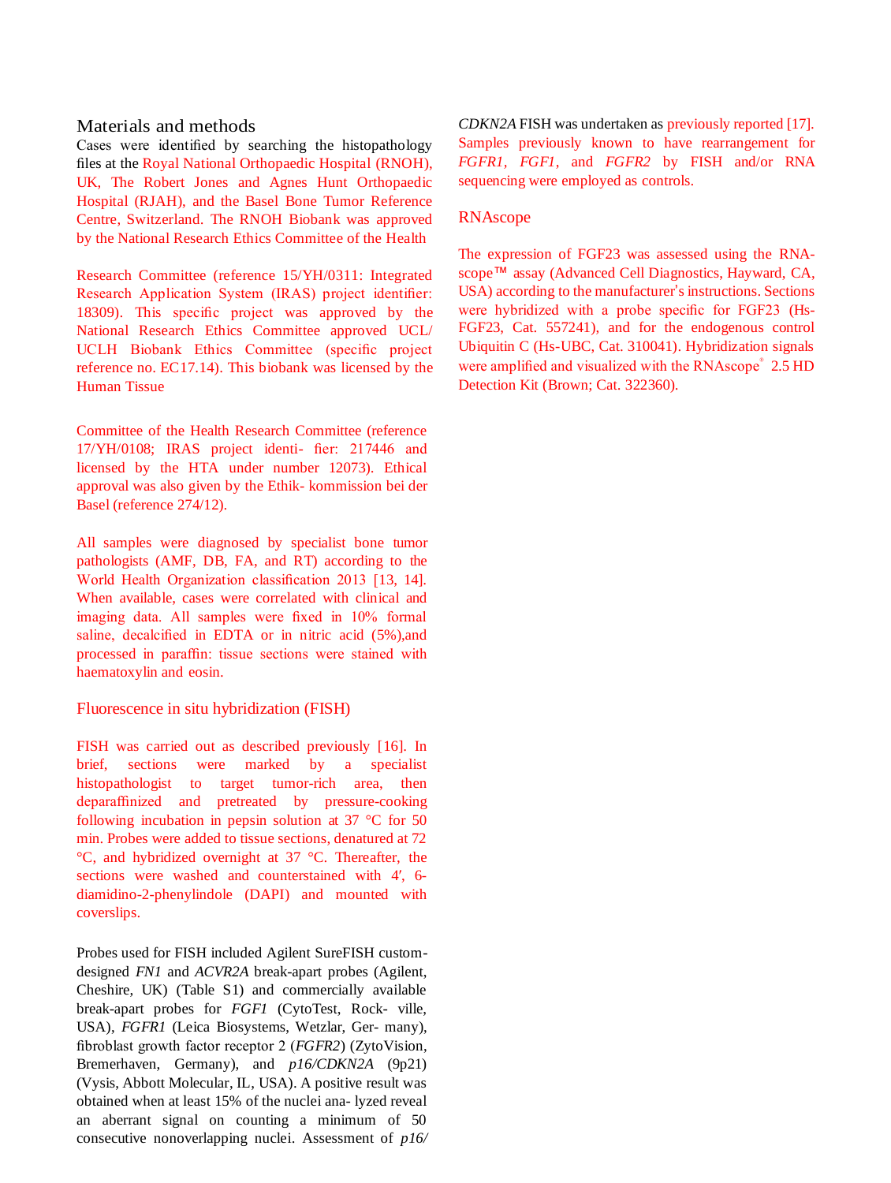## Materials and methods

Cases were identified by searching the histopathology files at the Royal National Orthopaedic Hospital (RNOH), UK, The Robert Jones and Agnes Hunt Orthopaedic Hospital (RJAH), and the Basel Bone Tumor Reference Centre, Switzerland. The RNOH Biobank was approved by the National Research Ethics Committee of the Health

Research Committee (reference 15/YH/0311: Integrated Research Application System (IRAS) project identifier: 18309). This specific project was approved by the National Research Ethics Committee approved UCL/ UCLH Biobank Ethics Committee (specific project reference no. EC17.14). This biobank was licensed by the Human Tissue

Committee of the Health Research Committee (reference 17/YH/0108; IRAS project identi- fier: 217446 and licensed by the HTA under number 12073). Ethical approval was also given by the Ethik- kommission bei der Basel (reference 274/12).

All samples were diagnosed by specialist bone tumor pathologists (AMF, DB, FA, and RT) according to the World Health Organization classification 2013 [13, 14]. When available, cases were correlated with clinical and imaging data. All samples were fixed in 10% formal saline, decalcified in EDTA or in nitric acid (5%),and processed in paraffin: tissue sections were stained with haematoxylin and eosin.

### Fluorescence in situ hybridization (FISH)

FISH was carried out as described previously [16]. In brief, sections were marked by a specialist histopathologist to target tumor-rich area, then deparaffinized and pretreated by pressure-cooking following incubation in pepsin solution at 37 °C for 50 min. Probes were added to tissue sections, denatured at 72 °C, and hybridized overnight at 37 °C. Thereafter, the sections were washed and counterstained with 4′, 6-diamidino-2-phenylindole (DAPI) and mounted with coverslips.

Probes used for FISH included Agilent SureFISH custom-designed *FN1* and *ACVR2A* break-apart probes (Agilent, Cheshire, UK) (Table S1) and commercially available break-apart probes for *FGF1* (CytoTest, Rock- ville, USA), *FGFR1* (Leica Biosystems, Wetzlar, Ger- many), fibroblast growth factor receptor 2 (*FGFR2*) (ZytoVision, Bremerhaven, Germany), and *p16/CDKN2A* (9p21) (Vysis, Abbott Molecular, IL, USA). A positive result was obtained when at least 15% of the nuclei ana- lyzed reveal an aberrant signal on counting a minimum of 50 consecutive nonoverlapping nuclei. Assessment of *p16/CDKN2A* FISH was undertaken as previously reported [17]. Samples previously known to have rearrangement for *FGFR1*, *FGF1*, and *FGFR2* by FISH and/or RNA sequencing were employed as controls.

### RNAscope

The expression of FGF23 was assessed using the RNA-scope™ assay (Advanced Cell Diagnostics, Hayward, CA, USA) according to the manufacturer's instructions. Sections were hybridized with a probe specific for FGF23 (Hs-FGF23, Cat. 557241), and for the endogenous control Ubiquitin C (Hs-UBC, Cat. 310041). Hybridization signals were amplified and visualized with the RNAscope® 2.5 HD Detection Kit (Brown; Cat. 322360).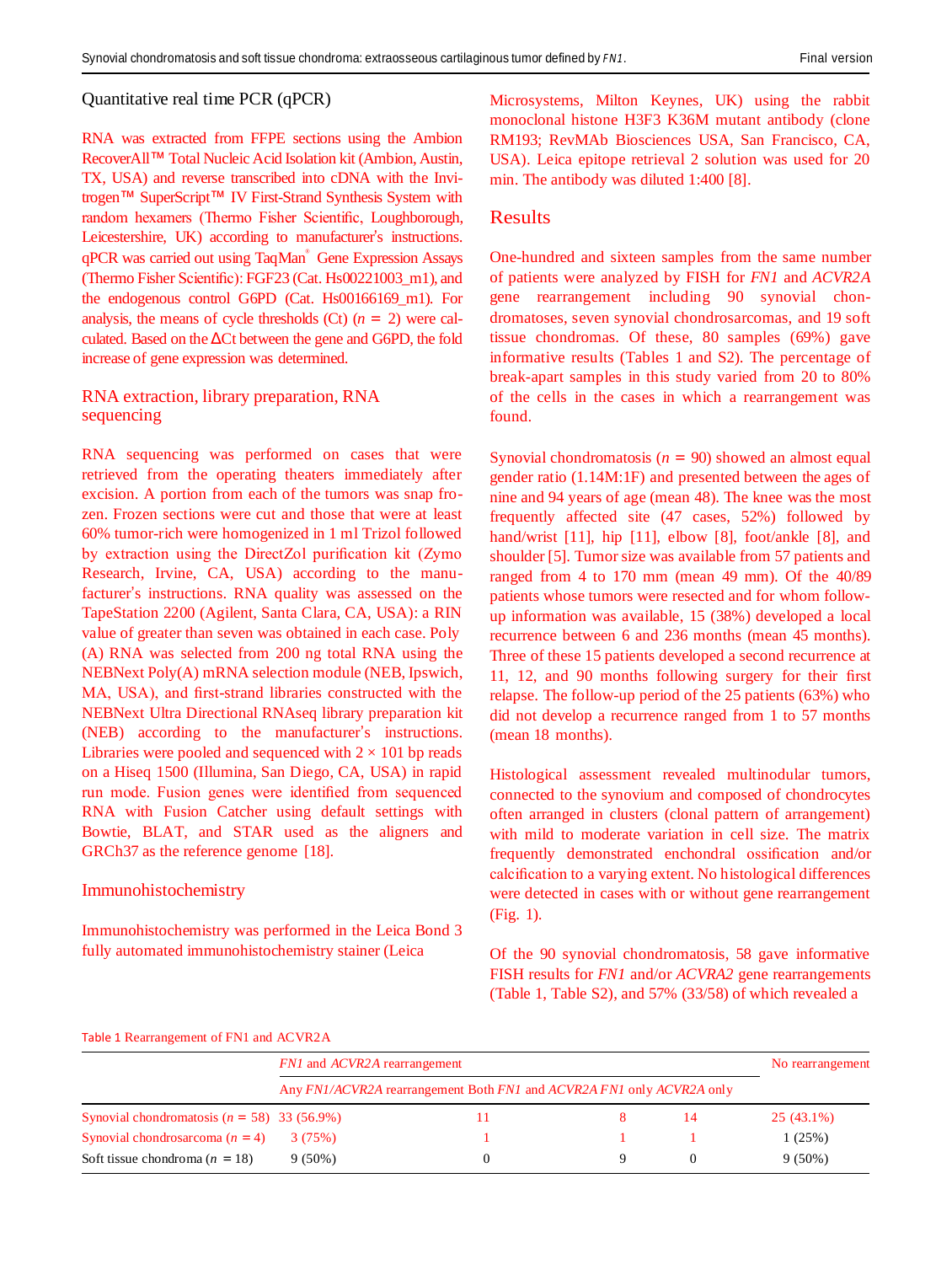## Quantitative real time PCR (qPCR)

RNA was extracted from FFPE sections using the Ambion RecoverAll™ Total Nucleic Acid Isolation kit (Ambion, Austin, TX, USA) and reverse transcribed into cDNA with the Invitrogen™ SuperScript™ IV First-Strand Synthesis System with random hexamers (Thermo Fisher Scientific, Loughborough, Leicestershire, UK) according to manufacturer's instructions. qPCR was carried out using TaqMan® Gene Expression Assays (Thermo Fisher Scientific): FGF23 (Cat. Hs00221003_m1), and the endogenous control G6PD (Cat. Hs00166169_m1). For analysis, the means of cycle thresholds (Ct) ($n = 2$) were calculated. Based on the ΔCt between the gene and G6PD, the fold increase of gene expression was determined.

## RNA extraction, library preparation, RNA sequencing

RNA sequencing was performed on cases that were retrieved from the operating theaters immediately after excision. A portion from each of the tumors was snap frozen. Frozen sections were cut and those that were at least 60% tumor-rich were homogenized in 1 ml Trizol followed by extraction using the DirectZol purification kit (Zymo Research, Irvine, CA, USA) according to the manufacturer's instructions. RNA quality was assessed on the TapeStation 2200 (Agilent, Santa Clara, CA, USA): a RIN value of greater than seven was obtained in each case. Poly (A) RNA was selected from 200 ng total RNA using the NEBNext Poly(A) mRNA selection module (NEB, Ipswich, MA, USA), and first-strand libraries constructed with the NEBNext Ultra Directional RNAseq library preparation kit (NEB) according to the manufacturer's instructions. Libraries were pooled and sequenced with 2 × 101 bp reads on a Hiseq 1500 (Illumina, San Diego, CA, USA) in rapid run mode. Fusion genes were identified from sequenced RNA with Fusion Catcher using default settings with Bowtie, BLAT, and STAR used as the aligners and GRCh37 as the reference genome [18].

## Immunohistochemistry

Immunohistochemistry was performed in the Leica Bond 3 fully automated immunohistochemistry stainer (Leica Microsystems, Milton Keynes, UK) using the rabbit monoclonal histone H3F3 K36M mutant antibody (clone RM193; RevMAb Biosciences USA, San Francisco, CA, USA). Leica epitope retrieval 2 solution was used for 20 min. The antibody was diluted 1:400 [8].

# Results

One-hundred and sixteen samples from the same number of patients were analyzed by FISH for *FN1* and *ACVR2A* gene rearrangement including 90 synovial chondromatoses, seven synovial chondrosarcomas, and 19 soft tissue chondromas. Of these, 80 samples (69%) gave informative results (Tables 1 and S2). The percentage of break-apart samples in this study varied from 20 to 80% of the cells in the cases in which a rearrangement was found.

Synovial chondromatosis ($n = 90$) showed an almost equal gender ratio (1.14M:1F) and presented between the ages of nine and 94 years of age (mean 48). The knee was the most frequently affected site (47 cases, 52%) followed by hand/wrist [11], hip [11], elbow [8], foot/ankle [8], and shoulder [5]. Tumor size was available from 57 patients and ranged from 4 to 170 mm (mean 49 mm). Of the 40/89 patients whose tumors were resected and for whom follow-up information was available, 15 (38%) developed a local recurrence between 6 and 236 months (mean 45 months). Three of these 15 patients developed a second recurrence at 11, 12, and 90 months following surgery for their first relapse. The follow-up period of the 25 patients (63%) who did not develop a recurrence ranged from 1 to 57 months (mean 18 months).

Histological assessment revealed multinodular tumors, connected to the synovium and composed of chondrocytes often arranged in clusters (clonal pattern of arrangement) with mild to moderate variation in cell size. The matrix frequently demonstrated enchondral ossification and/or calcification to a varying extent. No histological differences were detected in cases with or without gene rearrangement (Fig. 1).

Of the 90 synovial chondromatosis, 58 gave informative FISH results for *FN1* and/or *ACVRA2* gene rearrangements (Table 1, Table S2), and 57% (33/58) of which revealed a

Table 1 Rearrangement of FN1 and ACVR2A

| | *FN1* and *ACVR2A* rearrangement | | | | No rearrangement |
|---|---|---|---|---|---|
| | Any *FN1/ACVR2A* rearrangement | Both *FN1* and *ACVR2A* | *FN1* only | *ACVR2A* only | |
| Synovial chondromatosis ($n = 58$) | 33 (56.9%) | 11 | 8 | 14 | 25 (43.1%) |
| Synovial chondrosarcoma ($n = 4$) | 3 (75%) | 1 | 1 | 1 | 1 (25%) |
| Soft tissue chondroma ($n = 18$) | 9 (50%) | 0 | 9 | 0 | 9 (50%) |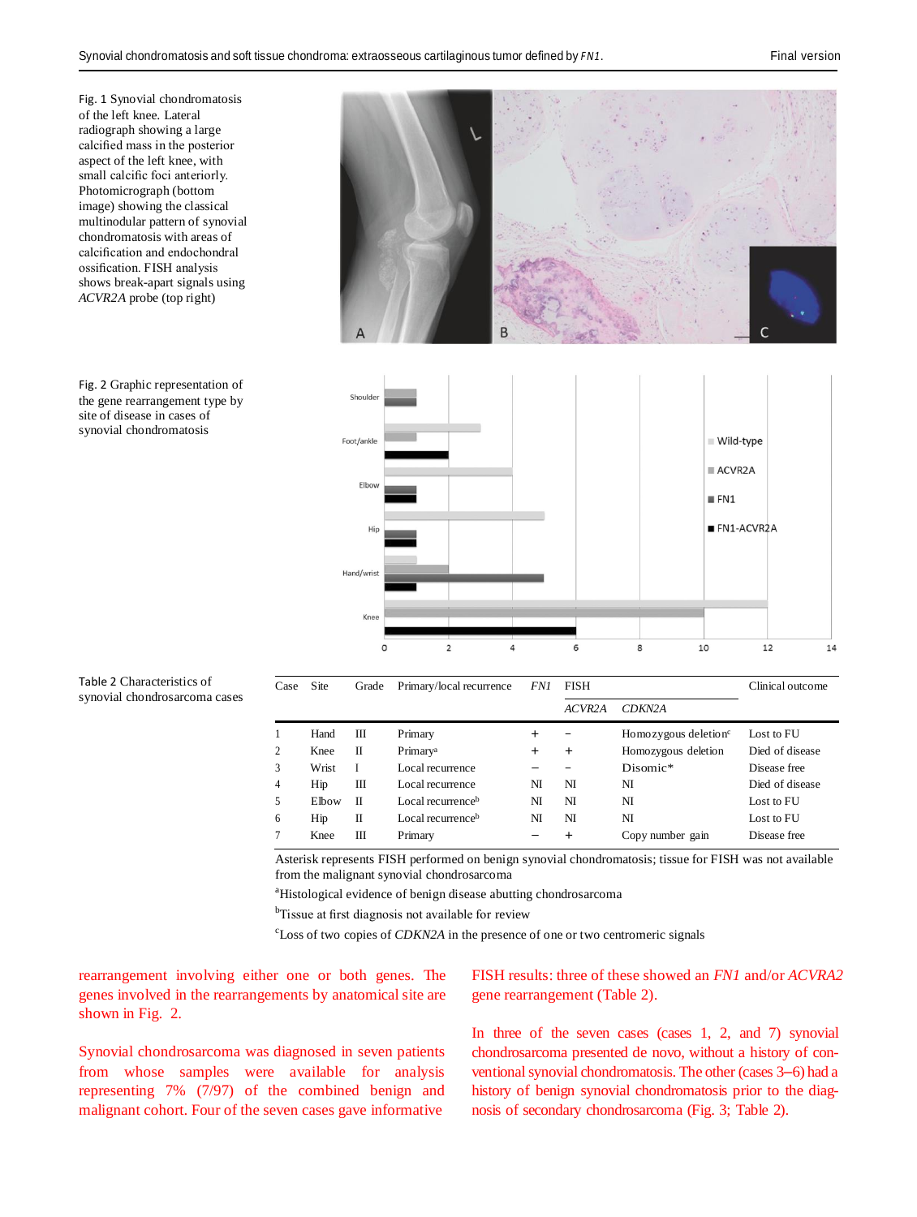Fig. 1 Synovial chondromatosis of the left knee. Lateral radiograph showing a large calcified mass in the posterior aspect of the left knee, with small calcific foci anteriorly. Photomicrograph (bottom image) showing the classical multinodular pattern of synovial chondromatosis with areas of calcification and endochondral ossification. FISH analysis shows break-apart signals using *ACVR2A* probe (top right)

Fig. 2 Graphic representation of the gene rearrangement type by site of disease in cases of synovial chondromatosis

Table 2 Characteristics of synovial chondrosarcoma cases

| Case | Site | Grade | Primary/local recurrence | *FN1* | FISH | | Clinical outcome |
|---|---|---|---|---|---|---|---|
| | | | | | *ACVR2A* | *CDKN2A* | |
| 1 | Hand | III | Primary | + | – | Homozygous deletion[c] | Lost to FU |
| 2 | Knee | II | Primary[a] | + | + | Homozygous deletion | Died of disease |
| 3 | Wrist | I | Local recurrence | – | – | Disomic* | Disease free |
| 4 | Hip | III | Local recurrence | NI | NI | NI | Died of disease |
| 5 | Elbow | II | Local recurrence[b] | NI | NI | NI | Lost to FU |
| 6 | Hip | II | Local recurrence[b] | NI | NI | NI | Lost to FU |
| 7 | Knee | III | Primary | – | + | Copy number gain | Disease free |

Asterisk represents FISH performed on benign synovial chondromatosis; tissue for FISH was not available from the malignant synovial chondrosarcoma

[a]Histological evidence of benign disease abutting chondrosarcoma

[b]Tissue at first diagnosis not available for review

[c]Loss of two copies of *CDKN2A* in the presence of one or two centromeric signals

rearrangement involving either one or both genes. The genes involved in the rearrangements by anatomical site are shown in Fig. 2.

Synovial chondrosarcoma was diagnosed in seven patients from whose samples were available for analysis representing 7% (7/97) of the combined benign and malignant cohort. Four of the seven cases gave informative FISH results: three of these showed an *FN1* and/or *ACVRA2* gene rearrangement (Table 2).

In three of the seven cases (cases 1, 2, and 7) synovial chondrosarcoma presented de novo, without a history of conventional synovial chondromatosis. The other (cases 3–6) had a history of benign synovial chondromatosis prior to the diagnosis of secondary chondrosarcoma (Fig. 3; Table 2).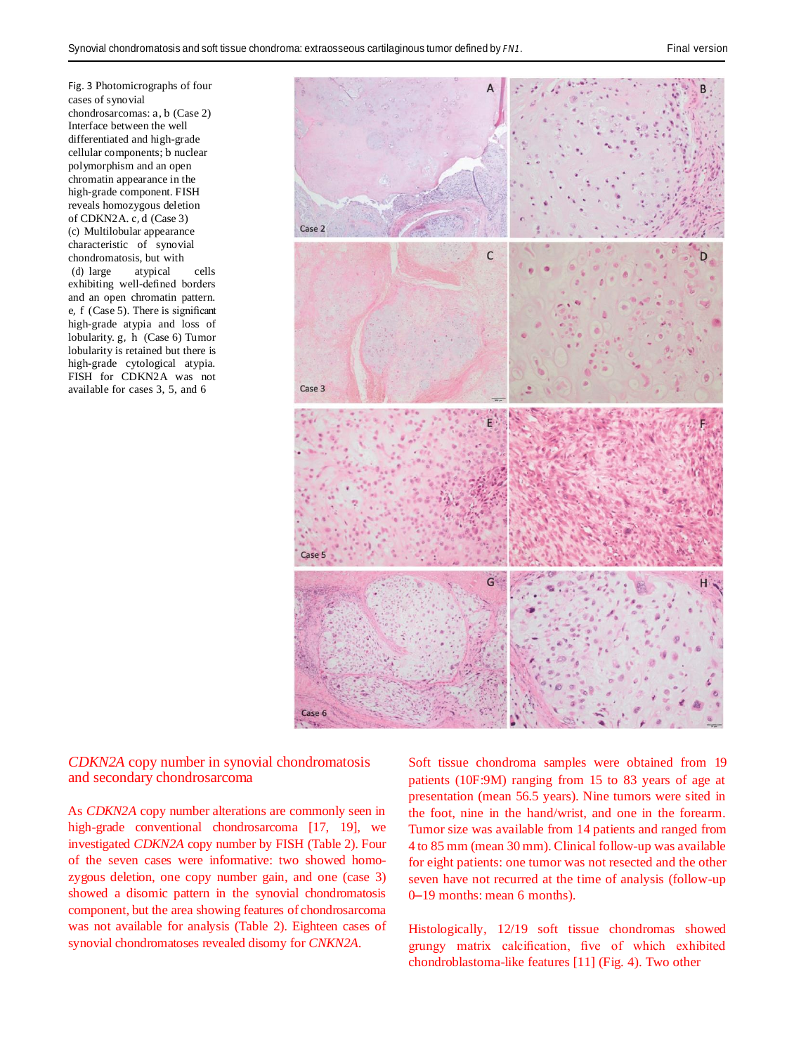Fig. 3 Photomicrographs of four cases of synovial chondrosarcomas: a, b (Case 2) Interface between the well differentiated and high-grade cellular components; b nuclear polymorphism and an open chromatin appearance in the high-grade component. FISH reveals homozygous deletion of CDKN2A. c, d (Case 3) (c) Multilobular appearance characteristic of synovial chondromatosis, but with (d) large atypical cells exhibiting well-defined borders and an open chromatin pattern. e, f (Case 5). There is significant high-grade atypia and loss of lobularity. g, h (Case 6) Tumor lobularity is retained but there is high-grade cytological atypia. FISH for CDKN2A was not available for cases 3, 5, and 6

## *CDKN2A* copy number in synovial chondromatosis and secondary chondrosarcoma

As *CDKN2A* copy number alterations are commonly seen in high-grade conventional chondrosarcoma [17, 19], we investigated *CDKN2A* copy number by FISH (Table 2). Four of the seven cases were informative: two showed homozygous deletion, one copy number gain, and one (case 3) showed a disomic pattern in the synovial chondromatosis component, but the area showing features of chondrosarcoma was not available for analysis (Table 2). Eighteen cases of synovial chondromatoses revealed disomy for *CNKN2A*.

Soft tissue chondroma samples were obtained from 19 patients (10F:9M) ranging from 15 to 83 years of age at presentation (mean 56.5 years). Nine tumors were sited in the foot, nine in the hand/wrist, and one in the forearm. Tumor size was available from 14 patients and ranged from 4 to 85 mm (mean 30 mm). Clinical follow-up was available for eight patients: one tumor was not resected and the other seven have not recurred at the time of analysis (follow-up 0–19 months: mean 6 months).

Histologically, 12/19 soft tissue chondromas showed grungy matrix calcification, five of which exhibited chondroblastoma-like features [11] (Fig. 4). Two other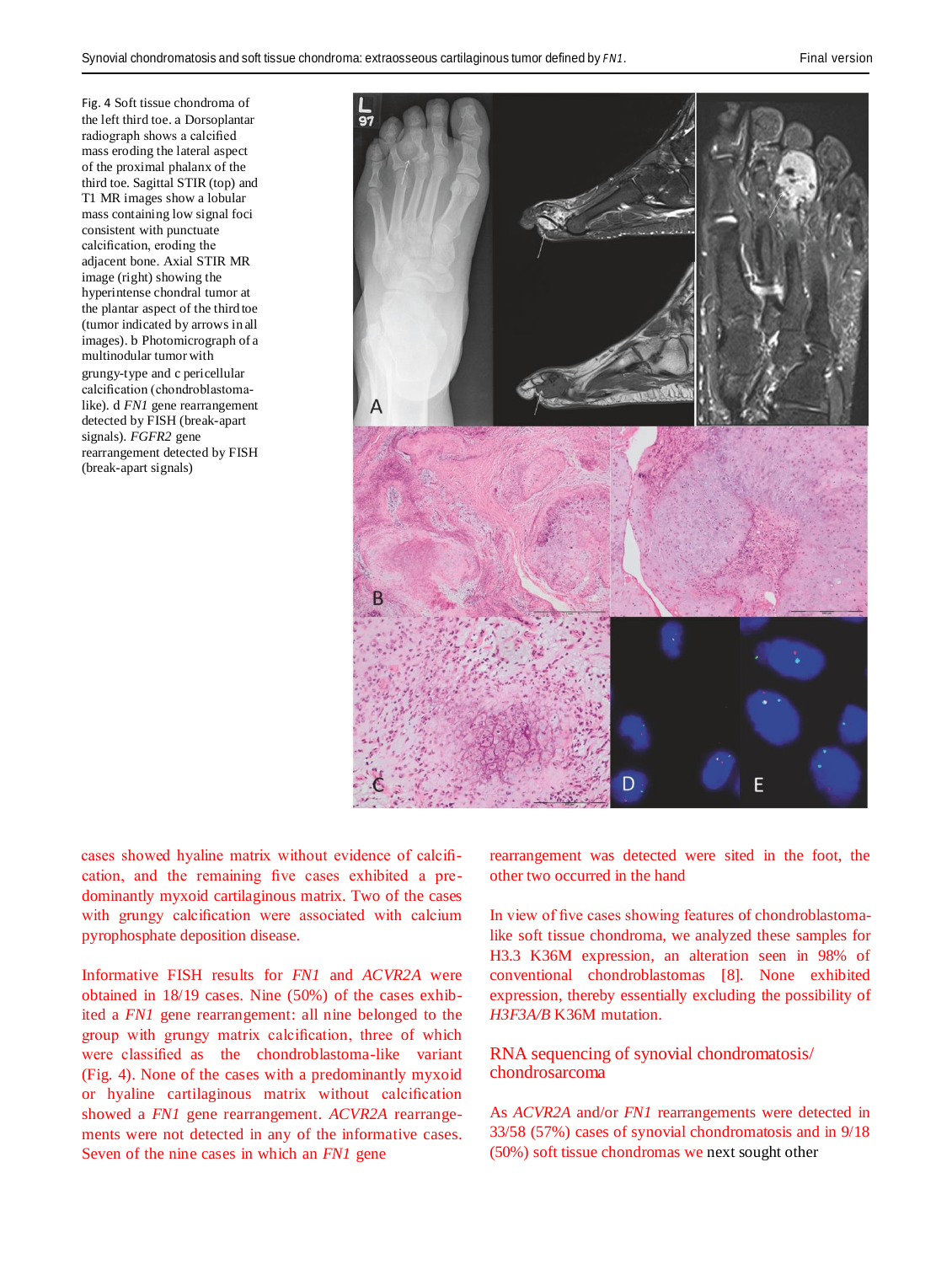Fig. 4 Soft tissue chondroma of the left third toe. a Dorsoplantar radiograph shows a calcified mass eroding the lateral aspect of the proximal phalanx of the third toe. Sagittal STIR (top) and T1 MR images show a lobular mass containing low signal foci consistent with punctuate calcification, eroding the adjacent bone. Axial STIR MR image (right) showing the hyperintense chondral tumor at the plantar aspect of the third toe (tumor indicated by arrows in all images). b Photomicrograph of a multinodular tumor with grungy-type and c pericellular calcification (chondroblastoma-like). d *FN1* gene rearrangement detected by FISH (break-apart signals). *FGFR2* gene rearrangement detected by FISH (break-apart signals)

cases showed hyaline matrix without evidence of calcification, and the remaining five cases exhibited a predominantly myxoid cartilaginous matrix. Two of the cases with grungy calcification were associated with calcium pyrophosphate deposition disease.

Informative FISH results for *FN1* and *ACVR2A* were obtained in 18/19 cases. Nine (50%) of the cases exhibited a *FN1* gene rearrangement: all nine belonged to the group with grungy matrix calcification, three of which were classified as the chondroblastoma-like variant (Fig. 4). None of the cases with a predominantly myxoid or hyaline cartilaginous matrix without calcification showed a *FN1* gene rearrangement. *ACVR2A* rearrangements were not detected in any of the informative cases. Seven of the nine cases in which an *FN1* gene rearrangement was detected were sited in the foot, the other two occurred in the hand

In view of five cases showing features of chondroblastoma-like soft tissue chondroma, we analyzed these samples for H3.3 K36M expression, an alteration seen in 98% of conventional chondroblastomas [8]. None exhibited expression, thereby essentially excluding the possibility of *H3F3A/B* K36M mutation.

## RNA sequencing of synovial chondromatosis/ chondrosarcoma

As *ACVR2A* and/or *FN1* rearrangements were detected in 33/58 (57%) cases of synovial chondromatosis and in 9/18 (50%) soft tissue chondromas we next sought other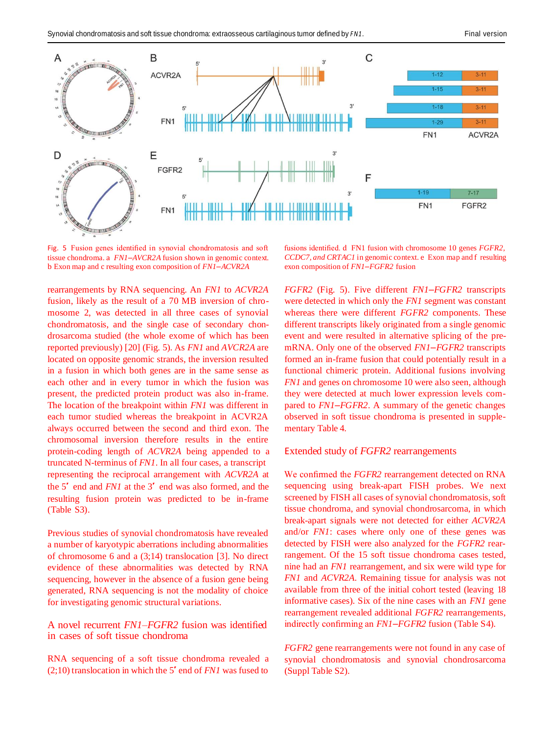Fig. 5 Fusion genes identified in synovial chondromatosis and soft tissue chondroma. a *FN1–AVCR2A* fusion shown in genomic context. b Exon map and c resulting exon composition of *FN1–ACVR2A* fusions identified. d FN1 fusion with chromosome 10 genes *FGFR2, CCDC7, and CRTAC1* in genomic context. e Exon map and f resulting exon composition of *FN1–FGFR2* fusion

rearrangements by RNA sequencing. An *FN1* to *ACVR2A* fusion, likely as the result of a 70 MB inversion of chromosome 2, was detected in all three cases of synovial chondromatosis, and the single case of secondary chondrosarcoma studied (the whole exome of which has been reported previously) [20] (Fig. 5). As *FN1* and *AVCR2A* are located on opposite genomic strands, the inversion resulted in a fusion in which both genes are in the same sense as each other and in every tumor in which the fusion was present, the predicted protein product was also in-frame. The location of the breakpoint within *FN1* was different in each tumor studied whereas the breakpoint in ACVR2A always occurred between the second and third exon. The chromosomal inversion therefore results in the entire protein-coding length of *ACVR2A* being appended to a truncated N-terminus of *FN1*. In all four cases, a transcript representing the reciprocal arrangement with *ACVR2A* at the 5ʹ end and *FN1* at the 3ʹ end was also formed, and the resulting fusion protein was predicted to be in-frame (Table S3).

Previous studies of synovial chondromatosis have revealed a number of karyotypic aberrations including abnormalities of chromosome 6 and a (3;14) translocation [3]. No direct evidence of these abnormalities was detected by RNA sequencing, however in the absence of a fusion gene being generated, RNA sequencing is not the modality of choice for investigating genomic structural variations.

## A novel recurrent *FN1–FGFR2* fusion was identified in cases of soft tissue chondroma

RNA sequencing of a soft tissue chondroma revealed a (2;10) translocation in which the 5ʹ end of *FN1* was fused to *FGFR2* (Fig. 5). Five different *FN1–FGFR2* transcripts were detected in which only the *FN1* segment was constant whereas there were different *FGFR2* components. These different transcripts likely originated from a single genomic event and were resulted in alternative splicing of the pre-mRNA. Only one of the observed *FN1–FGFR2* transcripts formed an in-frame fusion that could potentially result in a functional chimeric protein. Additional fusions involving *FN1* and genes on chromosome 10 were also seen, although they were detected at much lower expression levels compared to *FN1–FGFR2*. A summary of the genetic changes observed in soft tissue chondroma is presented in supplementary Table 4.

## Extended study of *FGFR2* rearrangements

We confirmed the *FGFR2* rearrangement detected on RNA sequencing using break-apart FISH probes. We next screened by FISH all cases of synovial chondromatosis, soft tissue chondroma, and synovial chondrosarcoma, in which break-apart signals were not detected for either *ACVR2A* and/or *FN1*: cases where only one of these genes was detected by FISH were also analyzed for the *FGFR2* rearrangement. Of the 15 soft tissue chondroma cases tested, nine had an *FN1* rearrangement, and six were wild type for *FN1* and *ACVR2A*. Remaining tissue for analysis was not available from three of the initial cohort tested (leaving 18 informative cases). Six of the nine cases with an *FN1* gene rearrangement revealed additional *FGFR2* rearrangements, indirectly confirming an *FN1–FGFR2* fusion (Table S4).

*FGFR2* gene rearrangements were not found in any case of synovial chondromatosis and synovial chondrosarcoma (Suppl Table S2).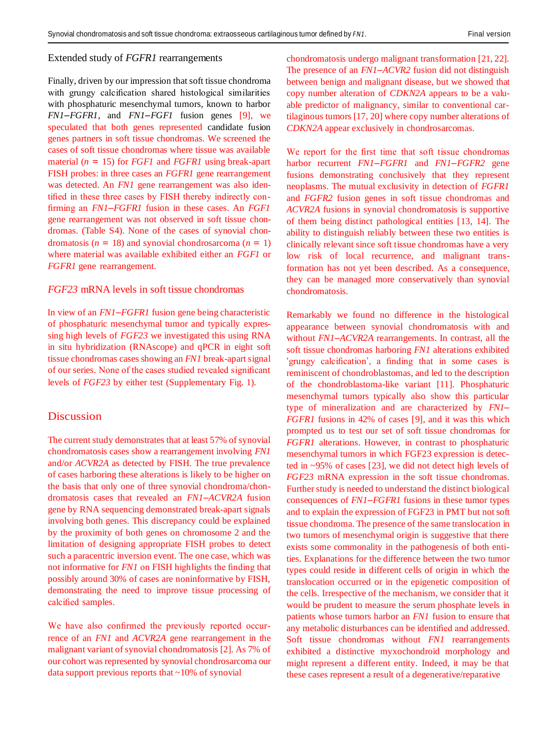### Extended study of *FGFR1* rearrangements

Finally, driven by our impression that soft tissue chondroma with grungy calcification shared histological similarities with phosphaturic mesenchymal tumors, known to harbor *FN1–FGFR1*, and *FN1–FGF1* fusion genes [9], we speculated that both genes represented candidate fusion genes partners in soft tissue chondromas. We screened the cases of soft tissue chondromas where tissue was available material ($n = 15$) for *FGF1* and *FGFR1* using break-apart FISH probes: in three cases an *FGFR1* gene rearrangement was detected. An *FN1* gene rearrangement was also identified in these three cases by FISH thereby indirectly confirming an *FN1–FGFR1* fusion in these cases. An *FGF1* gene rearrangement was not observed in soft tissue chondromas. (Table S4). None of the cases of synovial chondromatosis ($n = 18$) and synovial chondrosarcoma ($n = 1$) where material was available exhibited either an *FGF1* or *FGFR1* gene rearrangement.

### *FGF23* mRNA levels in soft tissue chondromas

In view of an *FN1–FGFR1* fusion gene being characteristic of phosphaturic mesenchymal tumor and typically expressing high levels of *FGF23* we investigated this using RNA in situ hybridization (RNAscope) and qPCR in eight soft tissue chondromas cases showing an *FN1* break-apart signal of our series. None of the cases studied revealed significant levels of *FGF23* by either test (Supplementary Fig. 1).

## Discussion

The current study demonstrates that at least 57% of synovial chondromatosis cases show a rearrangement involving *FN1* and/or *ACVR2A* as detected by FISH. The true prevalence of cases harboring these alterations is likely to be higher on the basis that only one of three synovial chondroma/chondromatosis cases that revealed an *FN1–ACVR2A* fusion gene by RNA sequencing demonstrated break-apart signals involving both genes. This discrepancy could be explained by the proximity of both genes on chromosome 2 and the limitation of designing appropriate FISH probes to detect such a paracentric inversion event. The one case, which was not informative for *FN1* on FISH highlights the finding that possibly around 30% of cases are noninformative by FISH, demonstrating the need to improve tissue processing of calcified samples.

We have also confirmed the previously reported occurrence of an *FN1* and *ACVR2A* gene rearrangement in the malignant variant of synovial chondromatosis [2]. As 7% of our cohort was represented by synovial chondrosarcoma our data support previous reports that ~10% of synovial chondromatosis undergo malignant transformation [21, 22]. The presence of an *FN1–ACVR2* fusion did not distinguish between benign and malignant disease, but we showed that copy number alteration of *CDKN2A* appears to be a valuable predictor of malignancy, similar to conventional cartilaginous tumors [17, 20] where copy number alterations of *CDKN2A* appear exclusively in chondrosarcomas.

We report for the first time that soft tissue chondromas harbor recurrent *FN1–FGFR1* and *FN1–FGFR2* gene fusions demonstrating conclusively that they represent neoplasms. The mutual exclusivity in detection of *FGFR1* and *FGFR2* fusion genes in soft tissue chondromas and *ACVR2A* fusions in synovial chondromatosis is supportive of them being distinct pathological entities [13, 14]. The ability to distinguish reliably between these two entities is clinically relevant since soft tissue chondromas have a very low risk of local recurrence, and malignant transformation has not yet been described. As a consequence, they can be managed more conservatively than synovial chondromatosis.

Remarkably we found no difference in the histological appearance between synovial chondromatosis with and without *FN1–ACVR2A* rearrangements. In contrast, all the soft tissue chondromas harboring *FN1* alterations exhibited 'grungy calcification', a finding that in some cases is reminiscent of chondroblastomas, and led to the description of the chondroblastoma-like variant [11]. Phosphaturic mesenchymal tumors typically also show this particular type of mineralization and are characterized by *FN1–FGFR1* fusions in 42% of cases [9], and it was this which prompted us to test our set of soft tissue chondromas for *FGFR1* alterations. However, in contrast to phosphaturic mesenchymal tumors in which FGF23 expression is detected in ~95% of cases [23], we did not detect high levels of *FGF23* mRNA expression in the soft tissue chondromas. Further study is needed to understand the distinct biological consequences of *FN1–FGFR1* fusions in these tumor types and to explain the expression of FGF23 in PMT but not soft tissue chondroma. The presence of the same translocation in two tumors of mesenchymal origin is suggestive that there exists some commonality in the pathogenesis of both entities. Explanations for the difference between the two tumor types could reside in different cells of origin in which the translocation occurred or in the epigenetic composition of the cells. Irrespective of the mechanism, we consider that it would be prudent to measure the serum phosphate levels in patients whose tumors harbor an *FN1* fusion to ensure that any metabolic disturbances can be identified and addressed. Soft tissue chondromas without *FN1* rearrangements exhibited a distinctive myxochondroid morphology and might represent a different entity. Indeed, it may be that these cases represent a result of a degenerative/reparative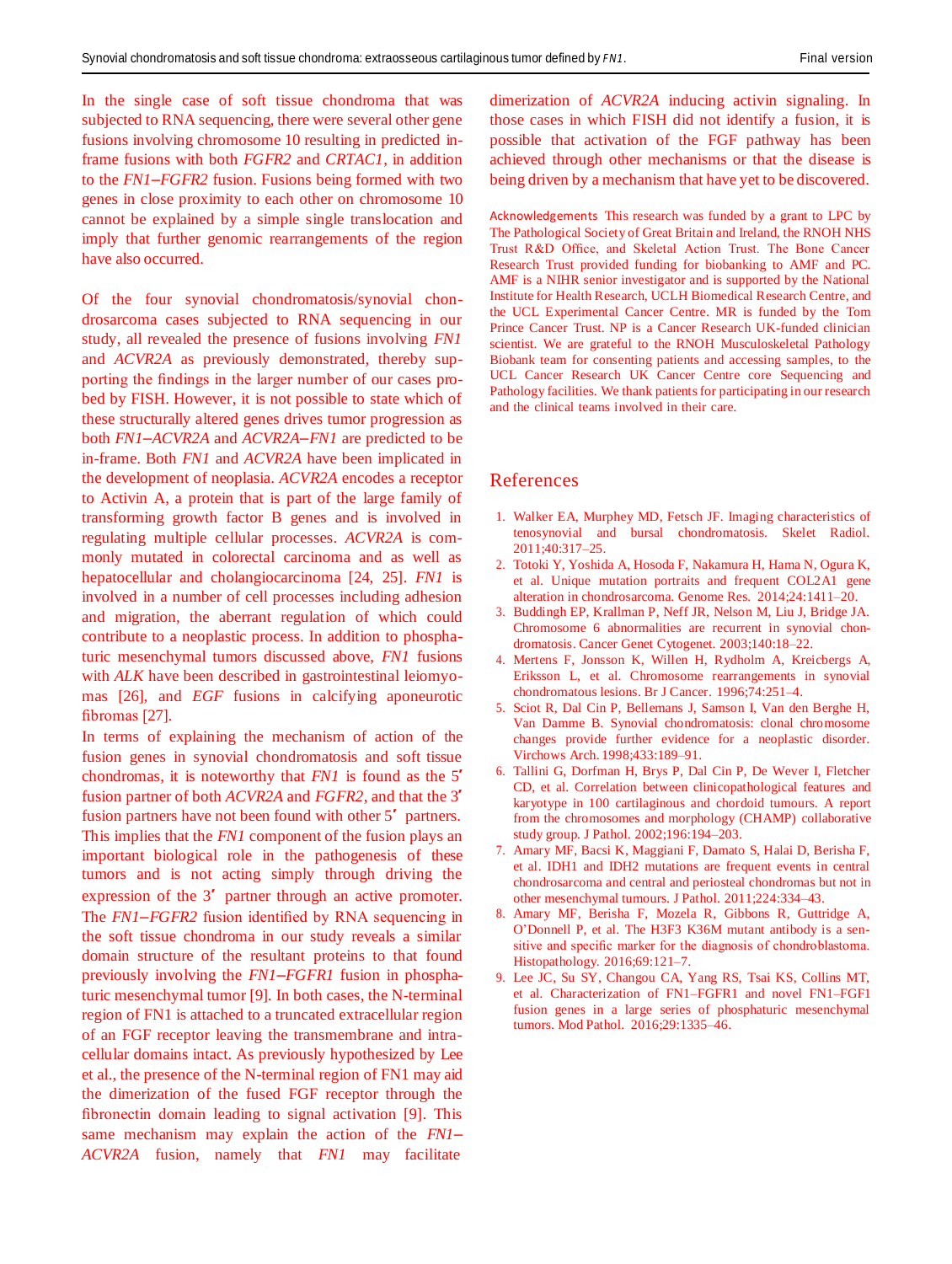In the single case of soft tissue chondroma that was subjected to RNA sequencing, there were several other gene fusions involving chromosome 10 resulting in predicted in-frame fusions with both *FGFR2* and *CRTAC1*, in addition to the *FN1–FGFR2* fusion. Fusions being formed with two genes in close proximity to each other on chromosome 10 cannot be explained by a simple single translocation and imply that further genomic rearrangements of the region have also occurred.

Of the four synovial chondromatosis/synovial chondrosarcoma cases subjected to RNA sequencing in our study, all revealed the presence of fusions involving *FN1* and *ACVR2A* as previously demonstrated, thereby supporting the findings in the larger number of our cases probed by FISH. However, it is not possible to state which of these structurally altered genes drives tumor progression as both *FN1–ACVR2A* and *ACVR2A–FN1* are predicted to be in-frame. Both *FN1* and *ACVR2A* have been implicated in the development of neoplasia. *ACVR2A* encodes a receptor to Activin A, a protein that is part of the large family of transforming growth factor B genes and is involved in regulating multiple cellular processes. *ACVR2A* is commonly mutated in colorectal carcinoma and as well as hepatocellular and cholangiocarcinoma [24, 25]. *FN1* is involved in a number of cell processes including adhesion and migration, the aberrant regulation of which could contribute to a neoplastic process. In addition to phosphaturic mesenchymal tumors discussed above, *FN1* fusions with *ALK* have been described in gastrointestinal leiomyomas [26], and *EGF* fusions in calcifying aponeurotic fibromas [27].

In terms of explaining the mechanism of action of the fusion genes in synovial chondromatosis and soft tissue chondromas, it is noteworthy that *FN1* is found as the 5′ fusion partner of both *ACVR2A* and *FGFR2*, and that the 3′ fusion partners have not been found with other 5′ partners. This implies that the *FN1* component of the fusion plays an important biological role in the pathogenesis of these tumors and is not acting simply through driving the expression of the 3′ partner through an active promoter. The *FN1–FGFR2* fusion identified by RNA sequencing in the soft tissue chondroma in our study reveals a similar domain structure of the resultant proteins to that found previously involving the *FN1–FGFR1* fusion in phosphaturic mesenchymal tumor [9]. In both cases, the N-terminal region of FN1 is attached to a truncated extracellular region of an FGF receptor leaving the transmembrane and intracellular domains intact. As previously hypothesized by Lee et al., the presence of the N-terminal region of FN1 may aid the dimerization of the fused FGF receptor through the fibronectin domain leading to signal activation [9]. This same mechanism may explain the action of the *FN1–ACVR2A* fusion, namely that *FN1* may facilitate dimerization of *ACVR2A* inducing activin signaling. In those cases in which FISH did not identify a fusion, it is possible that activation of the FGF pathway has been achieved through other mechanisms or that the disease is being driven by a mechanism that have yet to be discovered.

**Acknowledgements** This research was funded by a grant to LPC by The Pathological Society of Great Britain and Ireland, the RNOH NHS Trust R&D Office, and Skeletal Action Trust. The Bone Cancer Research Trust provided funding for biobanking to AMF and PC. AMF is a NIHR senior investigator and is supported by the National Institute for Health Research, UCLH Biomedical Research Centre, and the UCL Experimental Cancer Centre. MR is funded by the Tom Prince Cancer Trust. NP is a Cancer Research UK-funded clinician scientist. We are grateful to the RNOH Musculoskeletal Pathology Biobank team for consenting patients and accessing samples, to the UCL Cancer Research UK Cancer Centre core Sequencing and Pathology facilities. We thank patients for participating in our research and the clinical teams involved in their care.

## References

1. Walker EA, Murphey MD, Fetsch JF. Imaging characteristics of tenosynovial and bursal chondromatosis. Skelet Radiol. 2011;40:317–25.
2. Totoki Y, Yoshida A, Hosoda F, Nakamura H, Hama N, Ogura K, et al. Unique mutation portraits and frequent COL2A1 gene alteration in chondrosarcoma. Genome Res. 2014;24:1411–20.
3. Buddingh EP, Krallman P, Neff JR, Nelson M, Liu J, Bridge JA. Chromosome 6 abnormalities are recurrent in synovial chondromatosis. Cancer Genet Cytogenet. 2003;140:18–22.
4. Mertens F, Jonsson K, Willen H, Rydholm A, Kreicbergs A, Eriksson L, et al. Chromosome rearrangements in synovial chondromatous lesions. Br J Cancer. 1996;74:251–4.
5. Sciot R, Dal Cin P, Bellemans J, Samson I, Van den Berghe H, Van Damme B. Synovial chondromatosis: clonal chromosome changes provide further evidence for a neoplastic disorder. Virchows Arch. 1998;433:189–91.
6. Tallini G, Dorfman H, Brys P, Dal Cin P, De Wever I, Fletcher CD, et al. Correlation between clinicopathological features and karyotype in 100 cartilaginous and chordoid tumours. A report from the chromosomes and morphology (CHAMP) collaborative study group. J Pathol. 2002;196:194–203.
7. Amary MF, Bacsi K, Maggiani F, Damato S, Halai D, Berisha F, et al. IDH1 and IDH2 mutations are frequent events in central chondrosarcoma and central and periosteal chondromas but not in other mesenchymal tumours. J Pathol. 2011;224:334–43.
8. Amary MF, Berisha F, Mozela R, Gibbons R, Guttridge A, O'Donnell P, et al. The H3F3 K36M mutant antibody is a sensitive and specific marker for the diagnosis of chondroblastoma. Histopathology. 2016;69:121–7.
9. Lee JC, Su SY, Changou CA, Yang RS, Tsai KS, Collins MT, et al. Characterization of FN1–FGFR1 and novel FN1–FGF1 fusion genes in a large series of phosphaturic mesenchymal tumors. Mod Pathol. 2016;29:1335–46.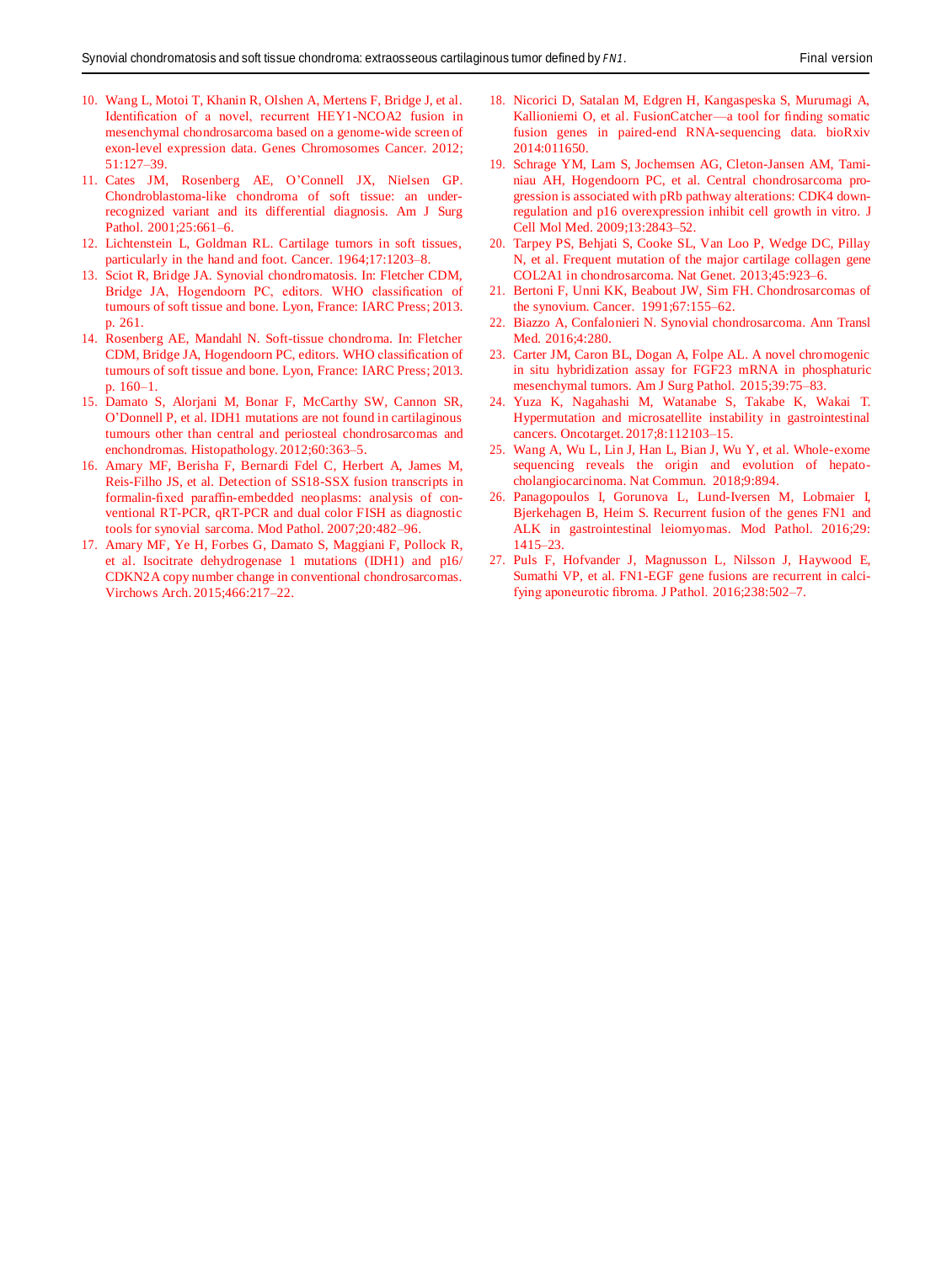10. Wang L, Motoi T, Khanin R, Olshen A, Mertens F, Bridge J, et al. Identification of a novel, recurrent HEY1-NCOA2 fusion in mesenchymal chondrosarcoma based on a genome-wide screen of exon-level expression data. Genes Chromosomes Cancer. 2012; 51:127–39.
11. Cates JM, Rosenberg AE, O'Connell JX, Nielsen GP. Chondroblastoma-like chondroma of soft tissue: an under-recognized variant and its differential diagnosis. Am J Surg Pathol. 2001;25:661–6.
12. Lichtenstein L, Goldman RL. Cartilage tumors in soft tissues, particularly in the hand and foot. Cancer. 1964;17:1203–8.
13. Sciot R, Bridge JA. Synovial chondromatosis. In: Fletcher CDM, Bridge JA, Hogendoorn PC, editors. WHO classification of tumours of soft tissue and bone. Lyon, France: IARC Press; 2013. p. 261.
14. Rosenberg AE, Mandahl N. Soft-tissue chondroma. In: Fletcher CDM, Bridge JA, Hogendoorn PC, editors. WHO classification of tumours of soft tissue and bone. Lyon, France: IARC Press; 2013. p. 160–1.
15. Damato S, Alorjani M, Bonar F, McCarthy SW, Cannon SR, O'Donnell P, et al. IDH1 mutations are not found in cartilaginous tumours other than central and periosteal chondrosarcomas and enchondromas. Histopathology. 2012;60:363–5.
16. Amary MF, Berisha F, Bernardi Fdel C, Herbert A, James M, Reis-Filho JS, et al. Detection of SS18-SSX fusion transcripts in formalin-fixed paraffin-embedded neoplasms: analysis of conventional RT-PCR, qRT-PCR and dual color FISH as diagnostic tools for synovial sarcoma. Mod Pathol. 2007;20:482–96.
17. Amary MF, Ye H, Forbes G, Damato S, Maggiani F, Pollock R, et al. Isocitrate dehydrogenase 1 mutations (IDH1) and p16/CDKN2A copy number change in conventional chondrosarcomas. Virchows Arch. 2015;466:217–22.
18. Nicorici D, Satalan M, Edgren H, Kangaspeska S, Murumagi A, Kallioniemi O, et al. FusionCatcher—a tool for finding somatic fusion genes in paired-end RNA-sequencing data. bioRxiv 2014:011650.
19. Schrage YM, Lam S, Jochemsen AG, Cleton-Jansen AM, Taminiau AH, Hogendoorn PC, et al. Central chondrosarcoma progression is associated with pRb pathway alterations: CDK4 down-regulation and p16 overexpression inhibit cell growth in vitro. J Cell Mol Med. 2009;13:2843–52.
20. Tarpey PS, Behjati S, Cooke SL, Van Loo P, Wedge DC, Pillay N, et al. Frequent mutation of the major cartilage collagen gene COL2A1 in chondrosarcoma. Nat Genet. 2013;45:923–6.
21. Bertoni F, Unni KK, Beabout JW, Sim FH. Chondrosarcomas of the synovium. Cancer. 1991;67:155–62.
22. Biazzo A, Confalonieri N. Synovial chondrosarcoma. Ann Transl Med. 2016;4:280.
23. Carter JM, Caron BL, Dogan A, Folpe AL. A novel chromogenic in situ hybridization assay for FGF23 mRNA in phosphaturic mesenchymal tumors. Am J Surg Pathol. 2015;39:75–83.
24. Yuza K, Nagahashi M, Watanabe S, Takabe K, Wakai T. Hypermutation and microsatellite instability in gastrointestinal cancers. Oncotarget. 2017;8:112103–15.
25. Wang A, Wu L, Lin J, Han L, Bian J, Wu Y, et al. Whole-exome sequencing reveals the origin and evolution of hepato-cholangiocarcinoma. Nat Commun. 2018;9:894.
26. Panagopoulos I, Gorunova L, Lund-Iversen M, Lobmaier I, Bjerkehagen B, Heim S. Recurrent fusion of the genes FN1 and ALK in gastrointestinal leiomyomas. Mod Pathol. 2016;29: 1415–23.
27. Puls F, Hofvander J, Magnusson L, Nilsson J, Haywood E, Sumathi VP, et al. FN1-EGF gene fusions are recurrent in calcifying aponeurotic fibroma. J Pathol. 2016;238:502–7.